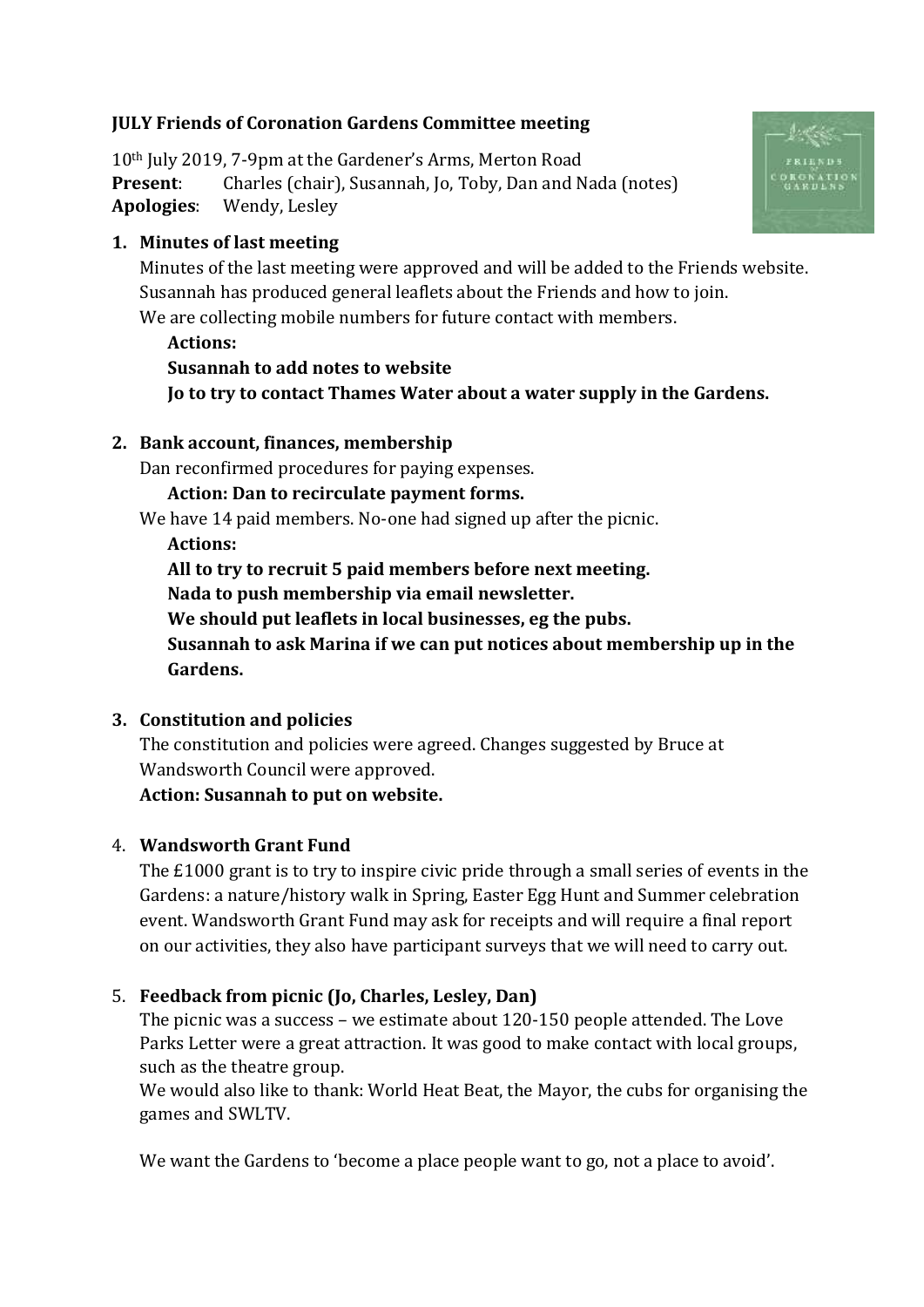**JULY Friends of Coronation Gardens Committee meeting**

10th July 2019, 7-9pm at the Gardener's Arms, Merton Road
**Present**: Charles (chair), Susannah, Jo, Toby, Dan and Nada (notes)
**Apologies**: Wendy, Lesley

1. **Minutes of last meeting**
   Minutes of the last meeting were approved and will be added to the Friends website.
   Susannah has produced general leaflets about the Friends and how to join.
   We are collecting mobile numbers for future contact with members.

   **Actions:**
   **Susannah to add notes to website**
   **Jo to try to contact Thames Water about a water supply in the Gardens.**

2. **Bank account, finances, membership**
   Dan reconfirmed procedures for paying expenses.

   **Action: Dan to recirculate payment forms.**

   We have 14 paid members. No-one had signed up after the picnic.

   **Actions:**
   **All to try to recruit 5 paid members before next meeting.**
   **Nada to push membership via email newsletter.**
   **We should put leaflets in local businesses, eg the pubs.**
   **Susannah to ask Marina if we can put notices about membership up in the Gardens.**

3. **Constitution and policies**
   The constitution and policies were agreed. Changes suggested by Bruce at Wandsworth Council were approved.
   **Action: Susannah to put on website.**

4. **Wandsworth Grant Fund**
   The £1000 grant is to try to inspire civic pride through a small series of events in the Gardens: a nature/history walk in Spring, Easter Egg Hunt and Summer celebration event. Wandsworth Grant Fund may ask for receipts and will require a final report on our activities, they also have participant surveys that we will need to carry out.

5. **Feedback from picnic (Jo, Charles, Lesley, Dan)**
   The picnic was a success – we estimate about 120-150 people attended. The Love Parks Letter were a great attraction. It was good to make contact with local groups, such as the theatre group.
   We would also like to thank: World Heat Beat, the Mayor, the cubs for organising the games and SWLTV.

   We want the Gardens to 'become a place people want to go, not a place to avoid'.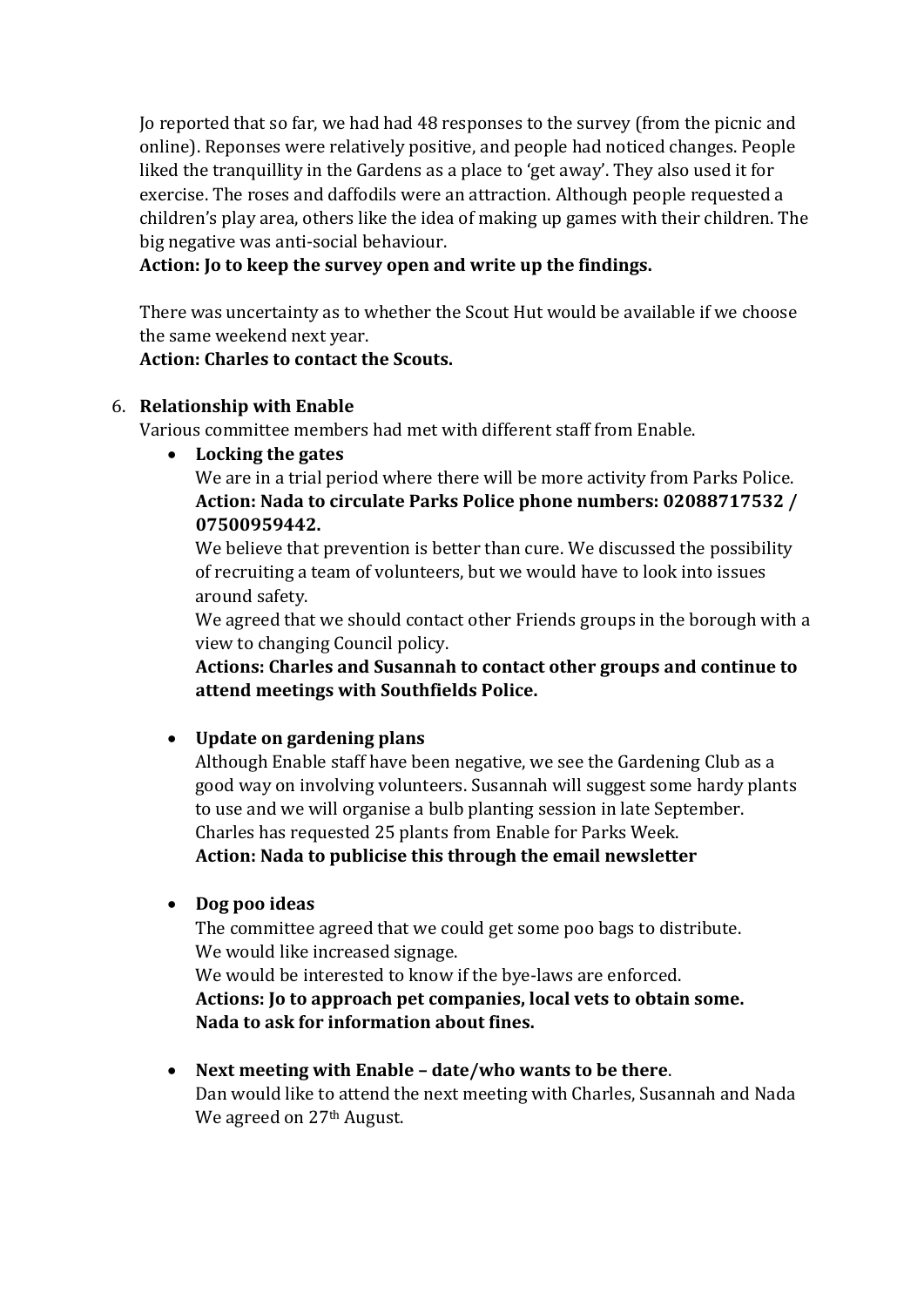Jo reported that so far, we had had 48 responses to the survey (from the picnic and online). Reponses were relatively positive, and people had noticed changes. People liked the tranquillity in the Gardens as a place to 'get away'. They also used it for exercise. The roses and daffodils were an attraction. Although people requested a children's play area, others like the idea of making up games with their children. The big negative was anti-social behaviour.

**Action: Jo to keep the survey open and write up the findings.**

There was uncertainty as to whether the Scout Hut would be available if we choose the same weekend next year.

**Action: Charles to contact the Scouts.**

6. **Relationship with Enable**

   Various committee members had met with different staff from Enable.

   - **Locking the gates**

     We are in a trial period where there will be more activity from Parks Police.

     **Action: Nada to circulate Parks Police phone numbers: 02088717532 / 07500959442.**

     We believe that prevention is better than cure. We discussed the possibility of recruiting a team of volunteers, but we would have to look into issues around safety.

     We agreed that we should contact other Friends groups in the borough with a view to changing Council policy.

     **Actions: Charles and Susannah to contact other groups and continue to attend meetings with Southfields Police.**

   - **Update on gardening plans**

     Although Enable staff have been negative, we see the Gardening Club as a good way on involving volunteers. Susannah will suggest some hardy plants to use and we will organise a bulb planting session in late September.

     Charles has requested 25 plants from Enable for Parks Week.

     **Action: Nada to publicise this through the email newsletter**

   - **Dog poo ideas**

     The committee agreed that we could get some poo bags to distribute.

     We would like increased signage.

     We would be interested to know if the bye-laws are enforced.

     **Actions: Jo to approach pet companies, local vets to obtain some.**
     **Nada to ask for information about fines.**

   - **Next meeting with Enable – date/who wants to be there**.

     Dan would like to attend the next meeting with Charles, Susannah and Nada

     We agreed on 27th August.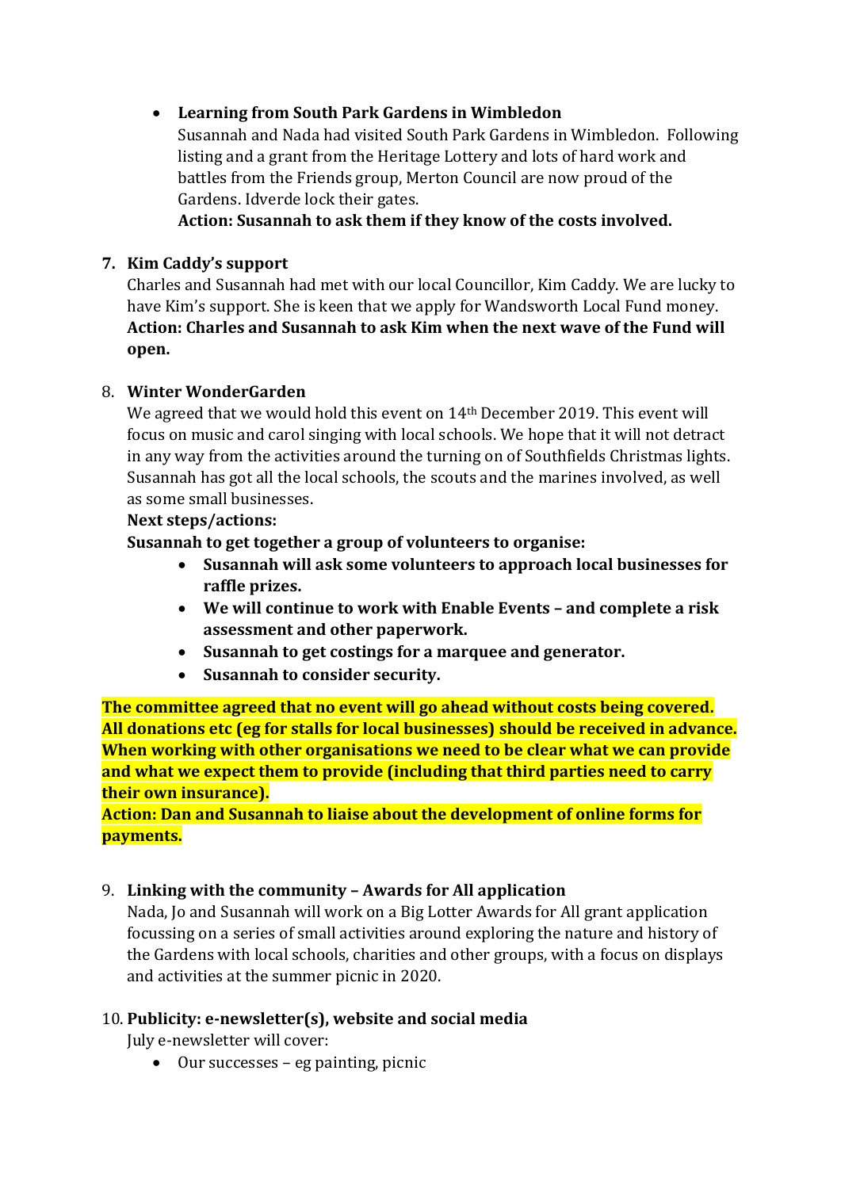- **Learning from South Park Gardens in Wimbledon**
  Susannah and Nada had visited South Park Gardens in Wimbledon. Following listing and a grant from the Heritage Lottery and lots of hard work and battles from the Friends group, Merton Council are now proud of the Gardens. Idverde lock their gates.
  **Action: Susannah to ask them if they know of the costs involved.**

7. **Kim Caddy's support**
   Charles and Susannah had met with our local Councillor, Kim Caddy. We are lucky to have Kim's support. She is keen that we apply for Wandsworth Local Fund money.
   **Action: Charles and Susannah to ask Kim when the next wave of the Fund will open.**

8. **Winter WonderGarden**
   We agreed that we would hold this event on 14th December 2019. This event will focus on music and carol singing with local schools. We hope that it will not detract in any way from the activities around the turning on of Southfields Christmas lights. Susannah has got all the local schools, the scouts and the marines involved, as well as some small businesses.
   **Next steps/actions:**
   **Susannah to get together a group of volunteers to organise:**
   - **Susannah will ask some volunteers to approach local businesses for raffle prizes.**
   - **We will continue to work with Enable Events – and complete a risk assessment and other paperwork.**
   - **Susannah to get costings for a marquee and generator.**
   - **Susannah to consider security.**

**The committee agreed that no event will go ahead without costs being covered. All donations etc (eg for stalls for local businesses) should be received in advance. When working with other organisations we need to be clear what we can provide and what we expect them to provide (including that third parties need to carry their own insurance).**
**Action: Dan and Susannah to liaise about the development of online forms for payments.**

9. **Linking with the community – Awards for All application**
   Nada, Jo and Susannah will work on a Big Lotter Awards for All grant application focussing on a series of small activities around exploring the nature and history of the Gardens with local schools, charities and other groups, with a focus on displays and activities at the summer picnic in 2020.

10. **Publicity: e-newsletter(s), website and social media**
    July e-newsletter will cover:
    - Our successes – eg painting, picnic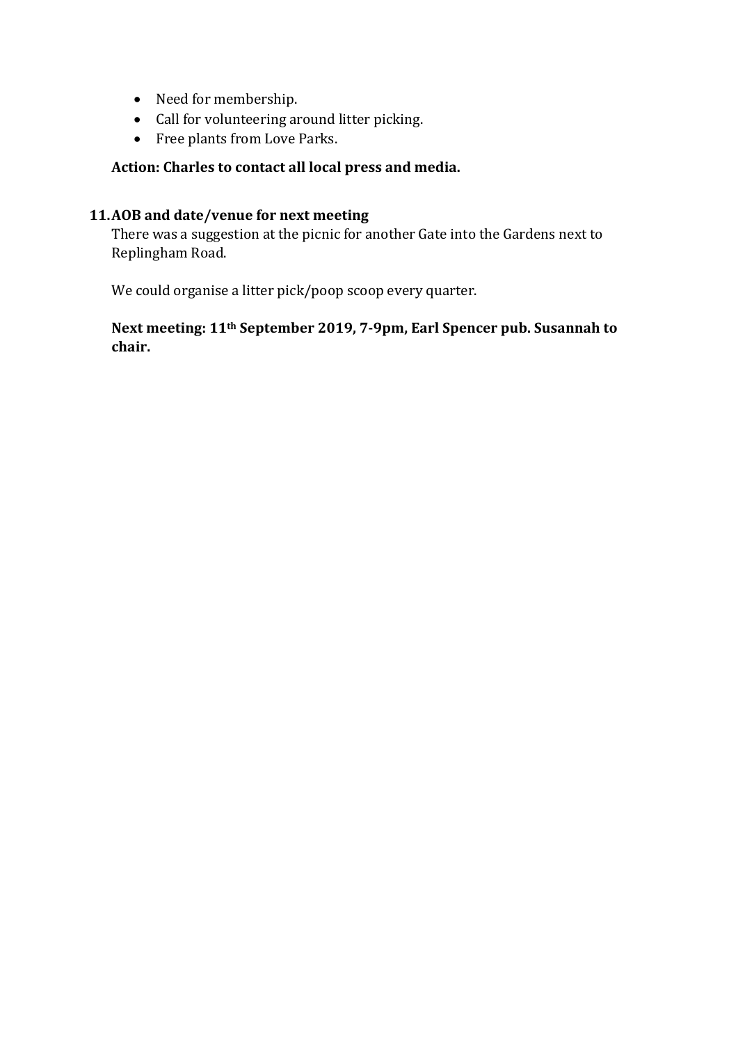- Need for membership.
- Call for volunteering around litter picking.
- Free plants from Love Parks.

**Action: Charles to contact all local press and media.**

11. **AOB and date/venue for next meeting**

    There was a suggestion at the picnic for another Gate into the Gardens next to Replingham Road.

    We could organise a litter pick/poop scoop every quarter.

    **Next meeting: 11th September 2019, 7-9pm, Earl Spencer pub. Susannah to chair.**